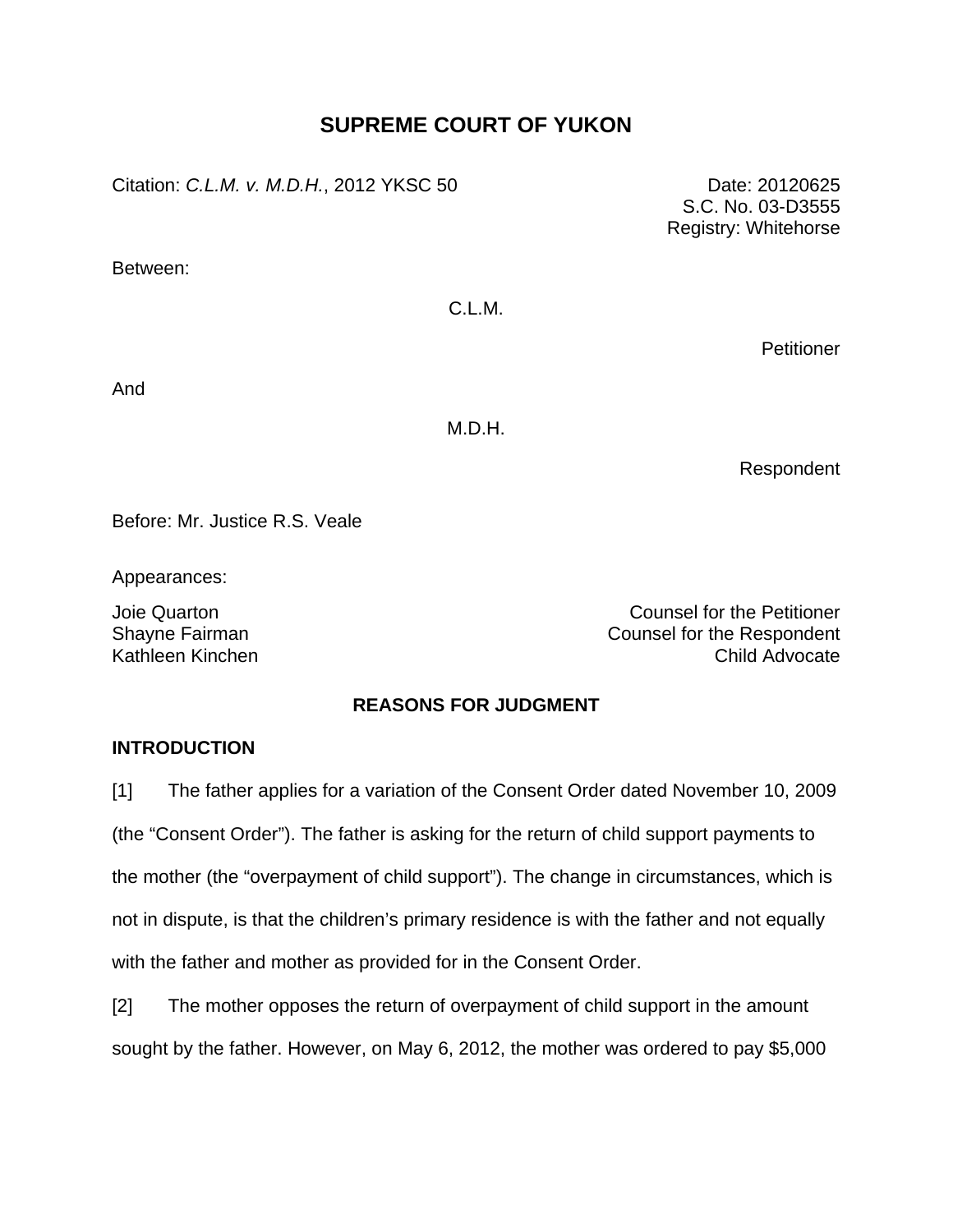# SUPREME COURT OF YUKON

Citation: *C.L.M. v. M.D.H.*, 2012 YKSC 50

Date: 20120625
S.C. No. 03-D3555
Registry: Whitehorse

Between:

C.L.M.

Petitioner

And

M.D.H.

Respondent

Before: Mr. Justice R.S. Veale

Appearances:

| | |
|---|---|
| Joie Quarton | Counsel for the Petitioner |
| Shayne Fairman | Counsel for the Respondent |
| Kathleen Kinchen | Child Advocate |

## REASONS FOR JUDGMENT

### INTRODUCTION

[1] The father applies for a variation of the Consent Order dated November 10, 2009 (the "Consent Order"). The father is asking for the return of child support payments to the mother (the "overpayment of child support"). The change in circumstances, which is not in dispute, is that the children's primary residence is with the father and not equally with the father and mother as provided for in the Consent Order.

[2] The mother opposes the return of overpayment of child support in the amount sought by the father. However, on May 6, 2012, the mother was ordered to pay $5,000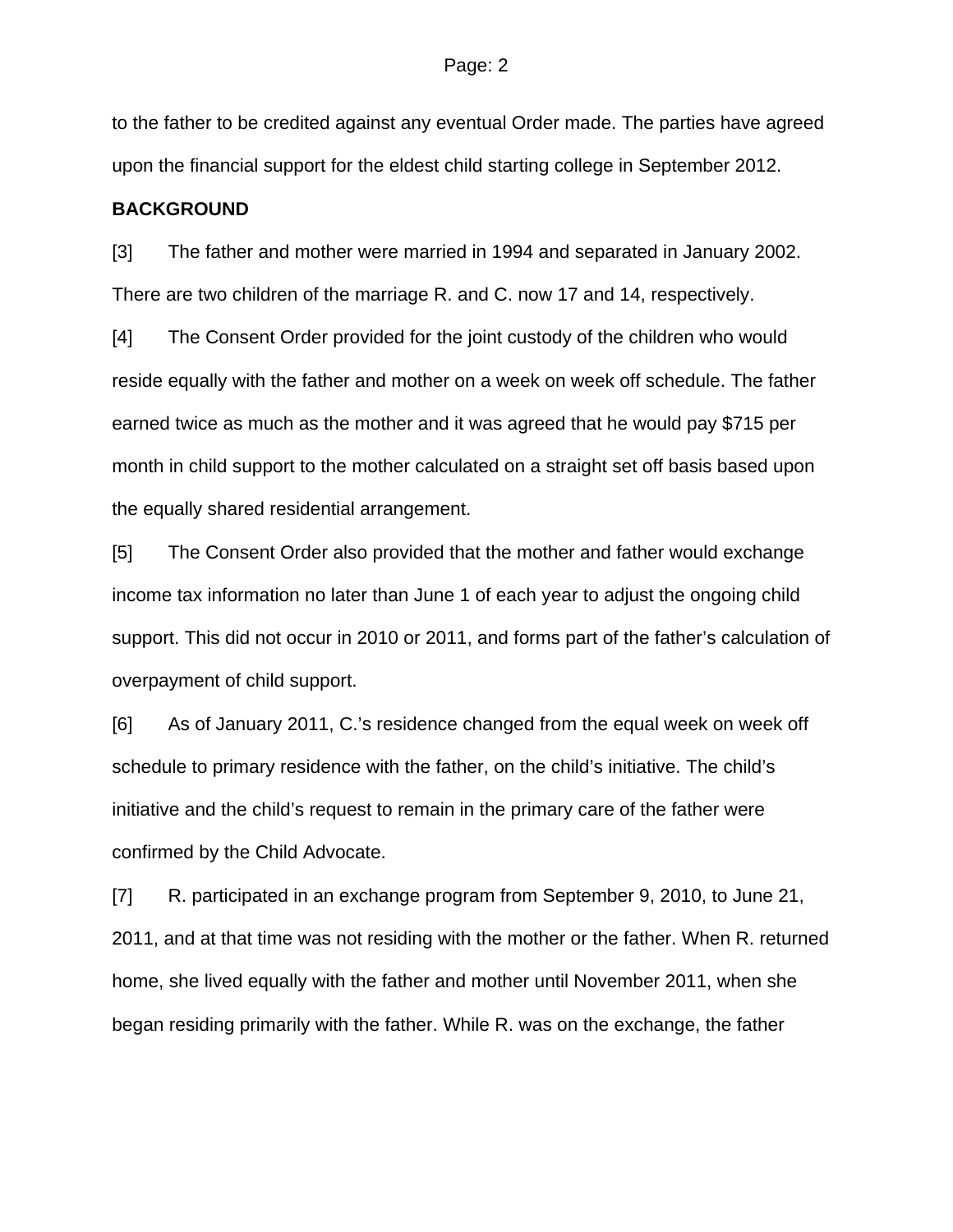to the father to be credited against any eventual Order made. The parties have agreed upon the financial support for the eldest child starting college in September 2012.

**BACKGROUND**

[3] The father and mother were married in 1994 and separated in January 2002. There are two children of the marriage R. and C. now 17 and 14, respectively.

[4] The Consent Order provided for the joint custody of the children who would reside equally with the father and mother on a week on week off schedule. The father earned twice as much as the mother and it was agreed that he would pay $715 per month in child support to the mother calculated on a straight set off basis based upon the equally shared residential arrangement.

[5] The Consent Order also provided that the mother and father would exchange income tax information no later than June 1 of each year to adjust the ongoing child support. This did not occur in 2010 or 2011, and forms part of the father's calculation of overpayment of child support.

[6] As of January 2011, C.'s residence changed from the equal week on week off schedule to primary residence with the father, on the child's initiative. The child's initiative and the child's request to remain in the primary care of the father were confirmed by the Child Advocate.

[7] R. participated in an exchange program from September 9, 2010, to June 21, 2011, and at that time was not residing with the mother or the father. When R. returned home, she lived equally with the father and mother until November 2011, when she began residing primarily with the father. While R. was on the exchange, the father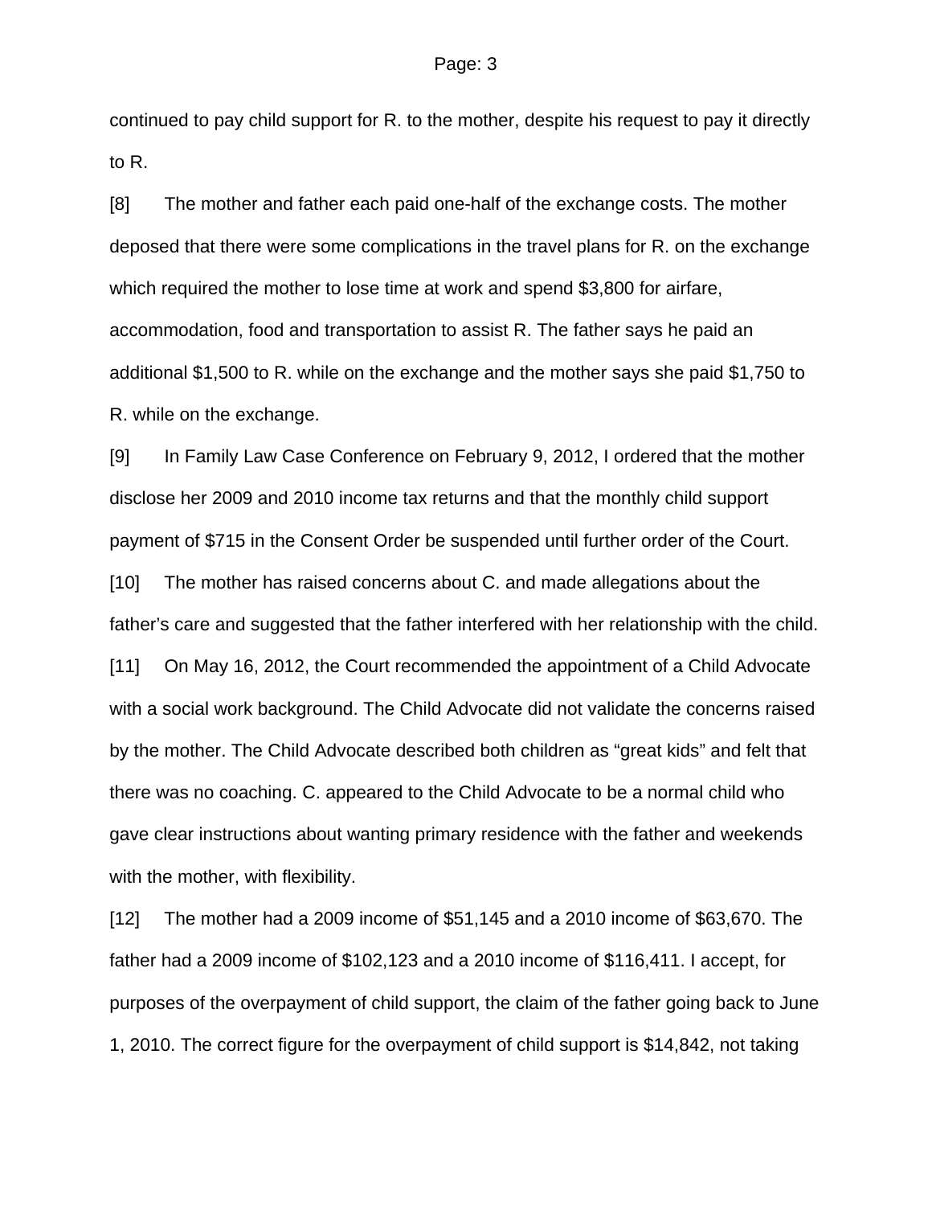continued to pay child support for R. to the mother, despite his request to pay it directly to R.

[8] The mother and father each paid one-half of the exchange costs. The mother deposed that there were some complications in the travel plans for R. on the exchange which required the mother to lose time at work and spend $3,800 for airfare, accommodation, food and transportation to assist R. The father says he paid an additional $1,500 to R. while on the exchange and the mother says she paid $1,750 to R. while on the exchange.

[9] In Family Law Case Conference on February 9, 2012, I ordered that the mother disclose her 2009 and 2010 income tax returns and that the monthly child support payment of $715 in the Consent Order be suspended until further order of the Court.

[10] The mother has raised concerns about C. and made allegations about the father's care and suggested that the father interfered with her relationship with the child.

[11] On May 16, 2012, the Court recommended the appointment of a Child Advocate with a social work background. The Child Advocate did not validate the concerns raised by the mother. The Child Advocate described both children as "great kids" and felt that there was no coaching. C. appeared to the Child Advocate to be a normal child who gave clear instructions about wanting primary residence with the father and weekends with the mother, with flexibility.

[12] The mother had a 2009 income of $51,145 and a 2010 income of $63,670. The father had a 2009 income of $102,123 and a 2010 income of $116,411. I accept, for purposes of the overpayment of child support, the claim of the father going back to June 1, 2010. The correct figure for the overpayment of child support is $14,842, not taking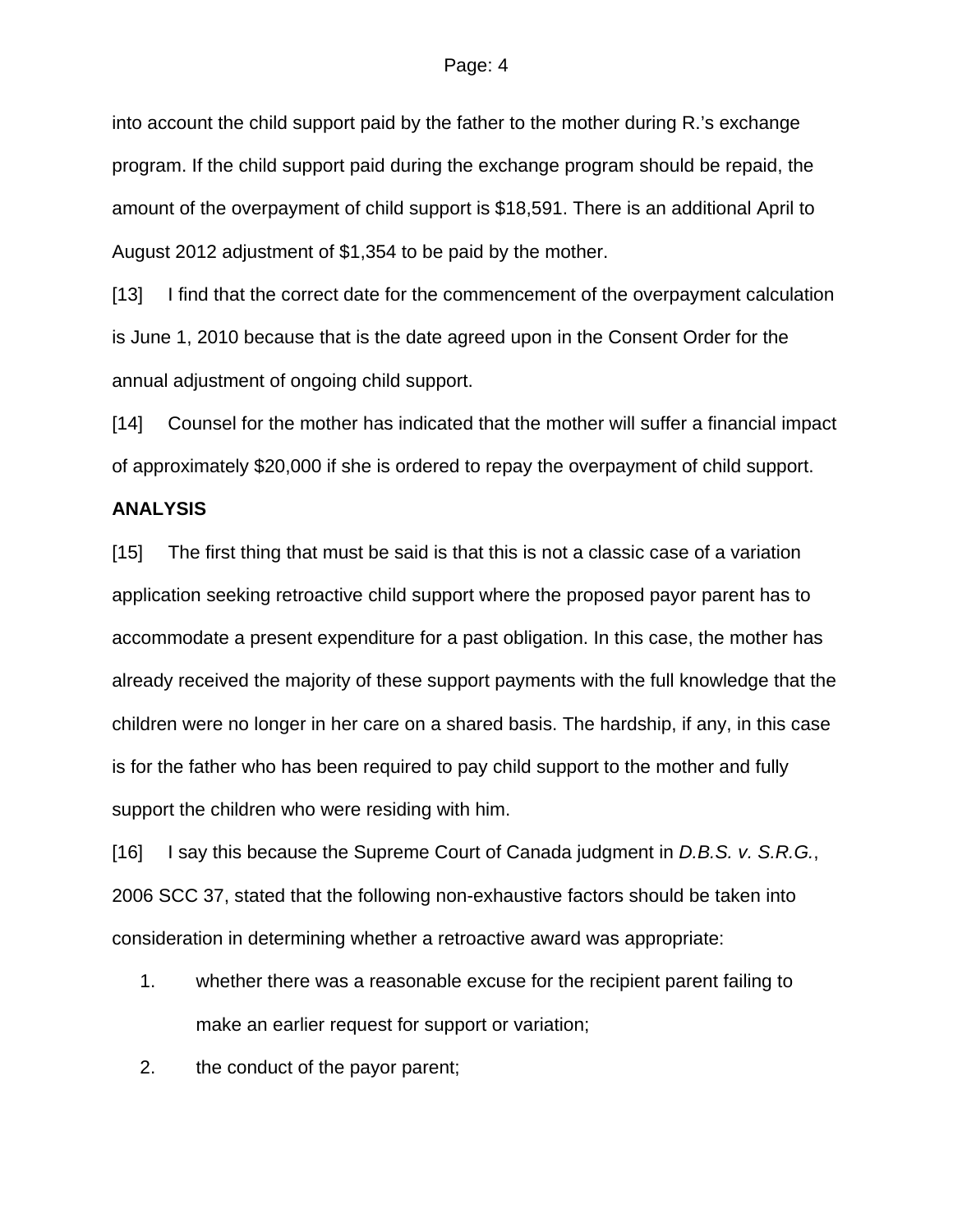into account the child support paid by the father to the mother during R.'s exchange program. If the child support paid during the exchange program should be repaid, the amount of the overpayment of child support is $18,591. There is an additional April to August 2012 adjustment of $1,354 to be paid by the mother.

[13] I find that the correct date for the commencement of the overpayment calculation is June 1, 2010 because that is the date agreed upon in the Consent Order for the annual adjustment of ongoing child support.

[14] Counsel for the mother has indicated that the mother will suffer a financial impact of approximately $20,000 if she is ordered to repay the overpayment of child support.

**ANALYSIS**

[15] The first thing that must be said is that this is not a classic case of a variation application seeking retroactive child support where the proposed payor parent has to accommodate a present expenditure for a past obligation. In this case, the mother has already received the majority of these support payments with the full knowledge that the children were no longer in her care on a shared basis. The hardship, if any, in this case is for the father who has been required to pay child support to the mother and fully support the children who were residing with him.

[16] I say this because the Supreme Court of Canada judgment in *D.B.S. v. S.R.G.*, 2006 SCC 37, stated that the following non-exhaustive factors should be taken into consideration in determining whether a retroactive award was appropriate:

1. whether there was a reasonable excuse for the recipient parent failing to make an earlier request for support or variation;
2. the conduct of the payor parent;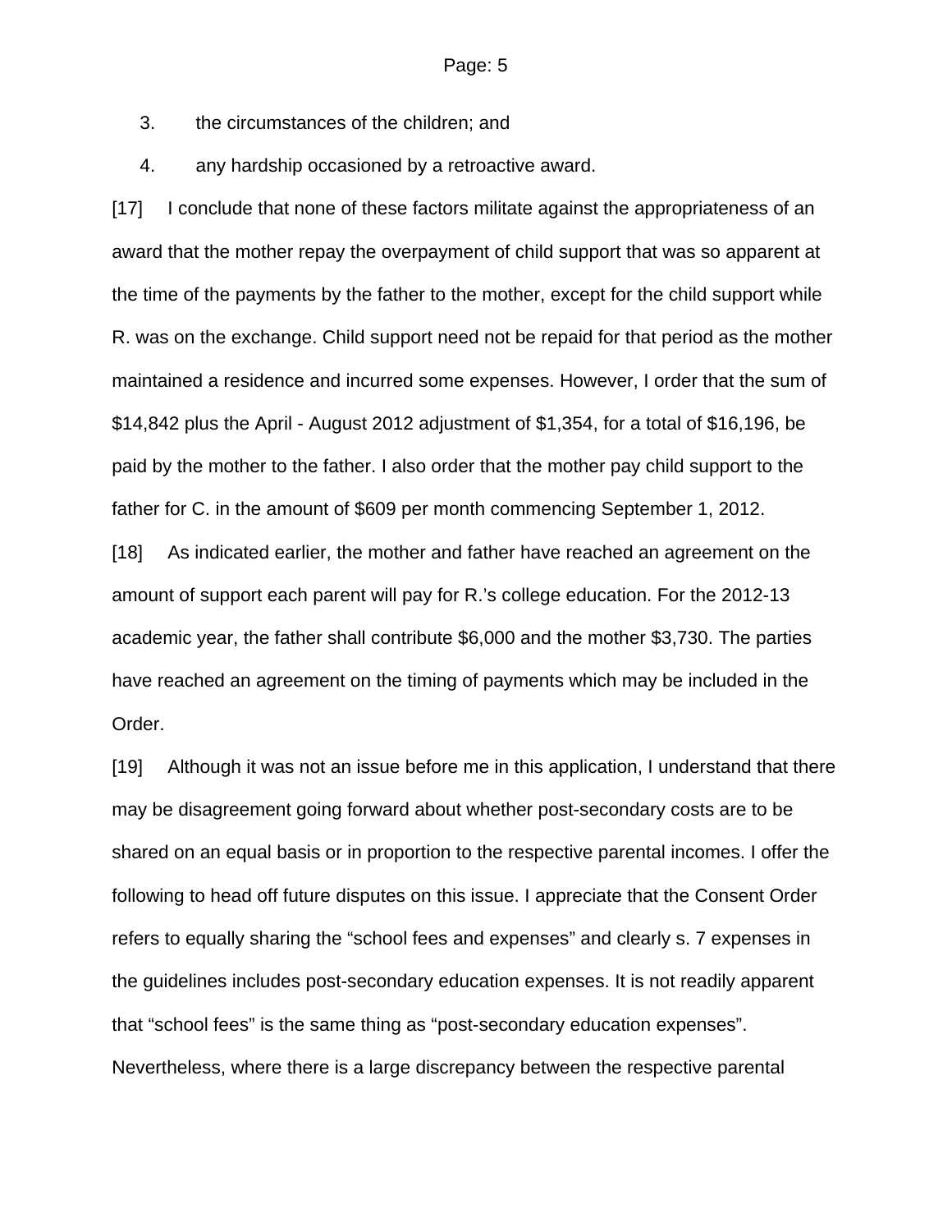3. the circumstances of the children; and

4. any hardship occasioned by a retroactive award.

[17] I conclude that none of these factors militate against the appropriateness of an award that the mother repay the overpayment of child support that was so apparent at the time of the payments by the father to the mother, except for the child support while R. was on the exchange. Child support need not be repaid for that period as the mother maintained a residence and incurred some expenses. However, I order that the sum of $14,842 plus the April - August 2012 adjustment of $1,354, for a total of $16,196, be paid by the mother to the father. I also order that the mother pay child support to the father for C. in the amount of $609 per month commencing September 1, 2012.

[18] As indicated earlier, the mother and father have reached an agreement on the amount of support each parent will pay for R.'s college education. For the 2012-13 academic year, the father shall contribute $6,000 and the mother $3,730. The parties have reached an agreement on the timing of payments which may be included in the Order.

[19] Although it was not an issue before me in this application, I understand that there may be disagreement going forward about whether post-secondary costs are to be shared on an equal basis or in proportion to the respective parental incomes. I offer the following to head off future disputes on this issue. I appreciate that the Consent Order refers to equally sharing the "school fees and expenses" and clearly s. 7 expenses in the guidelines includes post-secondary education expenses. It is not readily apparent that "school fees" is the same thing as "post-secondary education expenses". Nevertheless, where there is a large discrepancy between the respective parental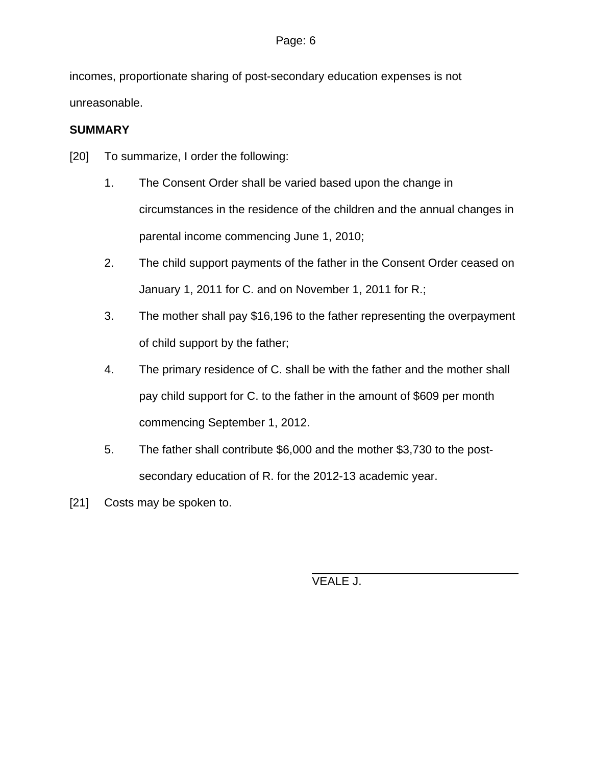incomes, proportionate sharing of post-secondary education expenses is not unreasonable.

**SUMMARY**

[20] To summarize, I order the following:

1. The Consent Order shall be varied based upon the change in circumstances in the residence of the children and the annual changes in parental income commencing June 1, 2010;
2. The child support payments of the father in the Consent Order ceased on January 1, 2011 for C. and on November 1, 2011 for R.;
3. The mother shall pay $16,196 to the father representing the overpayment of child support by the father;
4. The primary residence of C. shall be with the father and the mother shall pay child support for C. to the father in the amount of $609 per month commencing September 1, 2012.
5. The father shall contribute $6,000 and the mother $3,730 to the post-secondary education of R. for the 2012-13 academic year.

[21] Costs may be spoken to.

VEALE J.